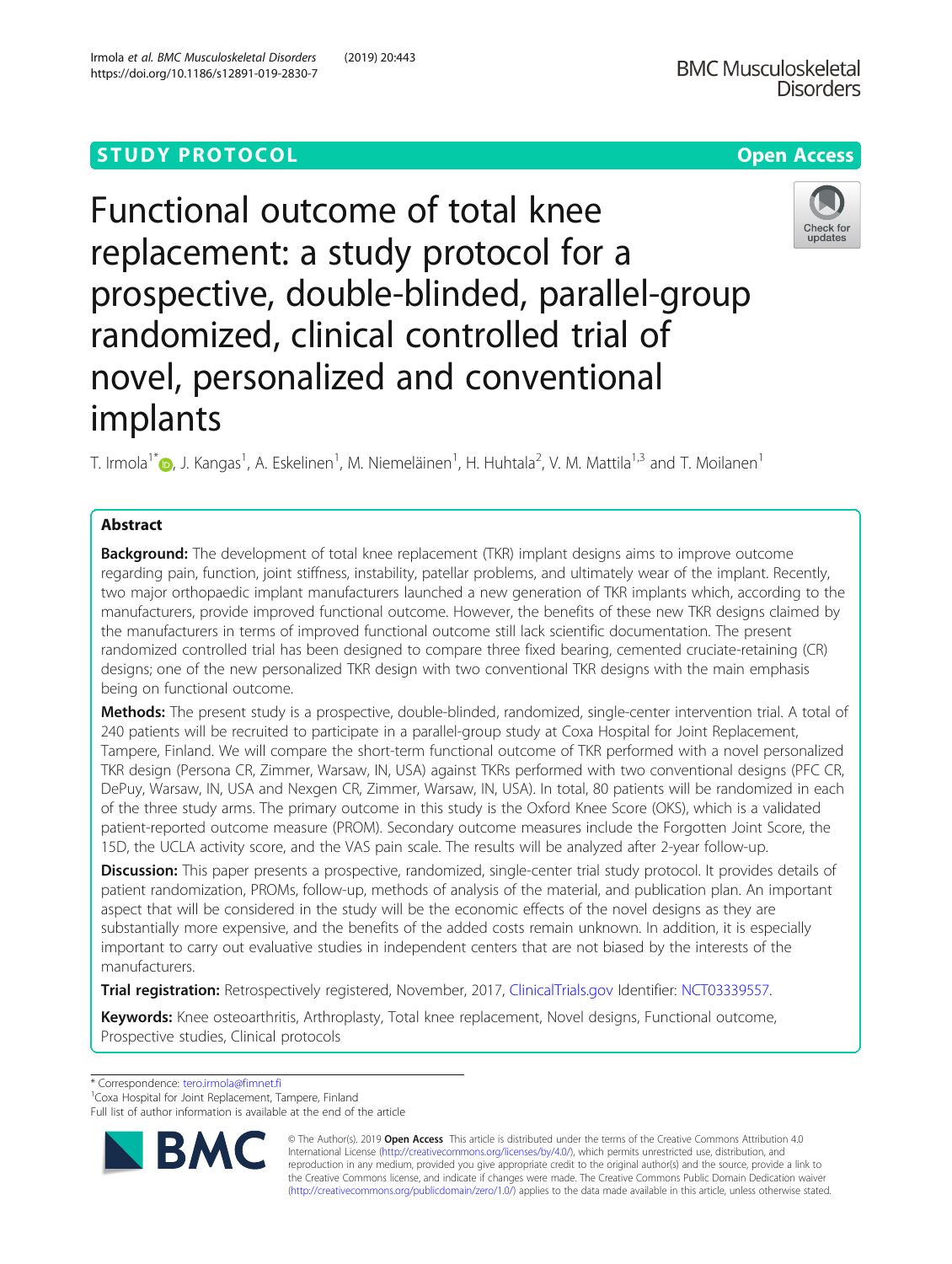STUDY PROTOCOL

Open Access

# Functional outcome of total knee replacement: a study protocol for a prospective, double-blinded, parallel-group randomized, clinical controlled trial of novel, personalized and conventional implants

T. Irmola[1*], J. Kangas[1], A. Eskelinen[1], M. Niemeläinen[1], H. Huhtala[2], V. M. Mattila[1,3] and T. Moilanen[1]

## Abstract

**Background:** The development of total knee replacement (TKR) implant designs aims to improve outcome regarding pain, function, joint stiffness, instability, patellar problems, and ultimately wear of the implant. Recently, two major orthopaedic implant manufacturers launched a new generation of TKR implants which, according to the manufacturers, provide improved functional outcome. However, the benefits of these new TKR designs claimed by the manufacturers in terms of improved functional outcome still lack scientific documentation. The present randomized controlled trial has been designed to compare three fixed bearing, cemented cruciate-retaining (CR) designs; one of the new personalized TKR design with two conventional TKR designs with the main emphasis being on functional outcome.

**Methods:** The present study is a prospective, double-blinded, randomized, single-center intervention trial. A total of 240 patients will be recruited to participate in a parallel-group study at Coxa Hospital for Joint Replacement, Tampere, Finland. We will compare the short-term functional outcome of TKR performed with a novel personalized TKR design (Persona CR, Zimmer, Warsaw, IN, USA) against TKRs performed with two conventional designs (PFC CR, DePuy, Warsaw, IN, USA and Nexgen CR, Zimmer, Warsaw, IN, USA). In total, 80 patients will be randomized in each of the three study arms. The primary outcome in this study is the Oxford Knee Score (OKS), which is a validated patient-reported outcome measure (PROM). Secondary outcome measures include the Forgotten Joint Score, the 15D, the UCLA activity score, and the VAS pain scale. The results will be analyzed after 2-year follow-up.

**Discussion:** This paper presents a prospective, randomized, single-center trial study protocol. It provides details of patient randomization, PROMs, follow-up, methods of analysis of the material, and publication plan. An important aspect that will be considered in the study will be the economic effects of the novel designs as they are substantially more expensive, and the benefits of the added costs remain unknown. In addition, it is especially important to carry out evaluative studies in independent centers that are not biased by the interests of the manufacturers.

**Trial registration:** Retrospectively registered, November, 2017, ClinicalTrials.gov Identifier: NCT03339557.

**Keywords:** Knee osteoarthritis, Arthroplasty, Total knee replacement, Novel designs, Functional outcome, Prospective studies, Clinical protocols

\* Correspondence: tero.irmola@fimnet.fi
[1]Coxa Hospital for Joint Replacement, Tampere, Finland
Full list of author information is available at the end of the article

© The Author(s). 2019 **Open Access** This article is distributed under the terms of the Creative Commons Attribution 4.0 International License (http://creativecommons.org/licenses/by/4.0/), which permits unrestricted use, distribution, and reproduction in any medium, provided you give appropriate credit to the original author(s) and the source, provide a link to the Creative Commons license, and indicate if changes were made. The Creative Commons Public Domain Dedication waiver (http://creativecommons.org/publicdomain/zero/1.0/) applies to the data made available in this article, unless otherwise stated.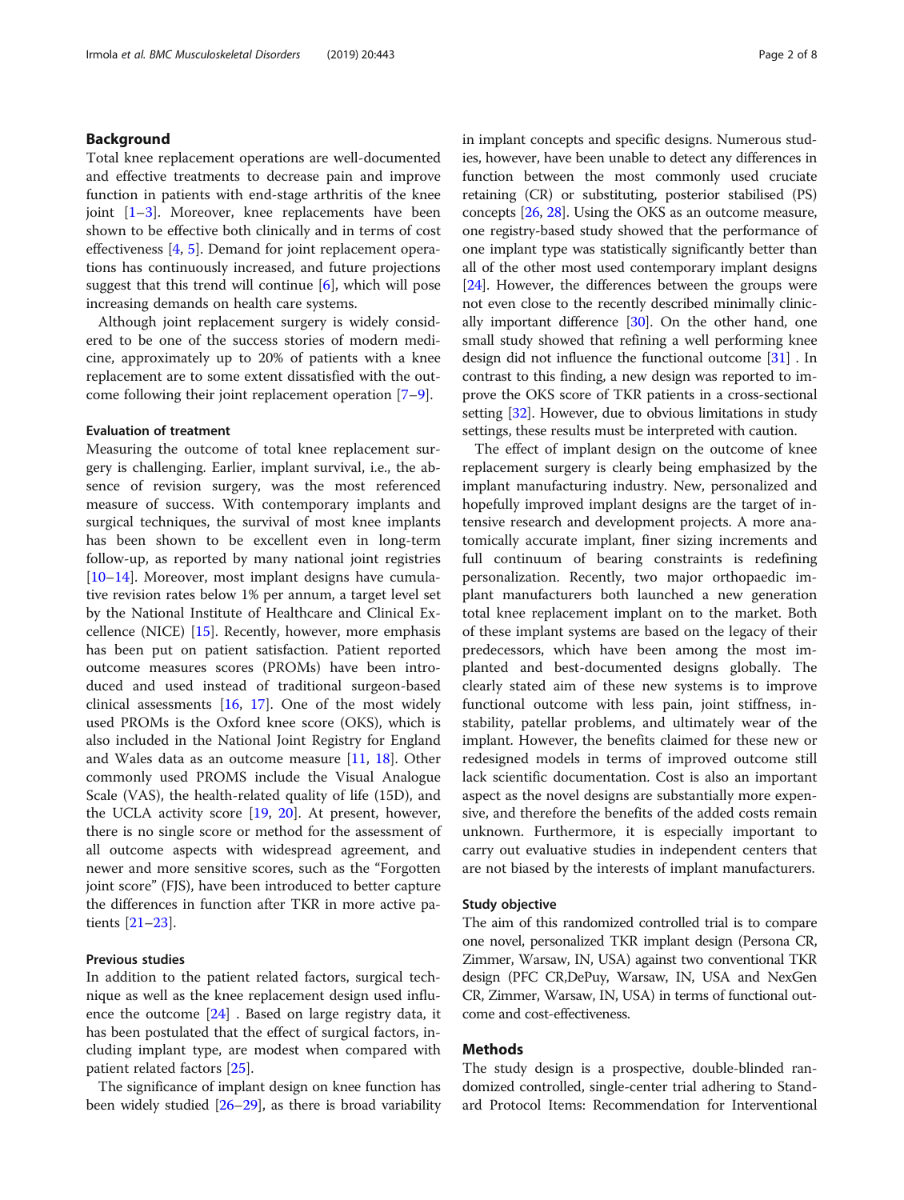## Background

Total knee replacement operations are well-documented and effective treatments to decrease pain and improve function in patients with end-stage arthritis of the knee joint [1–3]. Moreover, knee replacements have been shown to be effective both clinically and in terms of cost effectiveness [4, 5]. Demand for joint replacement operations has continuously increased, and future projections suggest that this trend will continue [6], which will pose increasing demands on health care systems.

Although joint replacement surgery is widely considered to be one of the success stories of modern medicine, approximately up to 20% of patients with a knee replacement are to some extent dissatisfied with the outcome following their joint replacement operation [7–9].

### Evaluation of treatment

Measuring the outcome of total knee replacement surgery is challenging. Earlier, implant survival, i.e., the absence of revision surgery, was the most referenced measure of success. With contemporary implants and surgical techniques, the survival of most knee implants has been shown to be excellent even in long-term follow-up, as reported by many national joint registries [10–14]. Moreover, most implant designs have cumulative revision rates below 1% per annum, a target level set by the National Institute of Healthcare and Clinical Excellence (NICE) [15]. Recently, however, more emphasis has been put on patient satisfaction. Patient reported outcome measures scores (PROMs) have been introduced and used instead of traditional surgeon-based clinical assessments [16, 17]. One of the most widely used PROMs is the Oxford knee score (OKS), which is also included in the National Joint Registry for England and Wales data as an outcome measure [11, 18]. Other commonly used PROMS include the Visual Analogue Scale (VAS), the health-related quality of life (15D), and the UCLA activity score [19, 20]. At present, however, there is no single score or method for the assessment of all outcome aspects with widespread agreement, and newer and more sensitive scores, such as the "Forgotten joint score" (FJS), have been introduced to better capture the differences in function after TKR in more active patients [21–23].

### Previous studies

In addition to the patient related factors, surgical technique as well as the knee replacement design used influence the outcome [24] . Based on large registry data, it has been postulated that the effect of surgical factors, including implant type, are modest when compared with patient related factors [25].

The significance of implant design on knee function has been widely studied [26–29], as there is broad variability in implant concepts and specific designs. Numerous studies, however, have been unable to detect any differences in function between the most commonly used cruciate retaining (CR) or substituting, posterior stabilised (PS) concepts [26, 28]. Using the OKS as an outcome measure, one registry-based study showed that the performance of one implant type was statistically significantly better than all of the other most used contemporary implant designs [24]. However, the differences between the groups were not even close to the recently described minimally clinically important difference [30]. On the other hand, one small study showed that refining a well performing knee design did not influence the functional outcome [31] . In contrast to this finding, a new design was reported to improve the OKS score of TKR patients in a cross-sectional setting [32]. However, due to obvious limitations in study settings, these results must be interpreted with caution.

The effect of implant design on the outcome of knee replacement surgery is clearly being emphasized by the implant manufacturing industry. New, personalized and hopefully improved implant designs are the target of intensive research and development projects. A more anatomically accurate implant, finer sizing increments and full continuum of bearing constraints is redefining personalization. Recently, two major orthopaedic implant manufacturers both launched a new generation total knee replacement implant on to the market. Both of these implant systems are based on the legacy of their predecessors, which have been among the most implanted and best-documented designs globally. The clearly stated aim of these new systems is to improve functional outcome with less pain, joint stiffness, instability, patellar problems, and ultimately wear of the implant. However, the benefits claimed for these new or redesigned models in terms of improved outcome still lack scientific documentation. Cost is also an important aspect as the novel designs are substantially more expensive, and therefore the benefits of the added costs remain unknown. Furthermore, it is especially important to carry out evaluative studies in independent centers that are not biased by the interests of implant manufacturers.

### Study objective

The aim of this randomized controlled trial is to compare one novel, personalized TKR implant design (Persona CR, Zimmer, Warsaw, IN, USA) against two conventional TKR design (PFC CR,DePuy, Warsaw, IN, USA and NexGen CR, Zimmer, Warsaw, IN, USA) in terms of functional outcome and cost-effectiveness.

## Methods

The study design is a prospective, double-blinded randomized controlled, single-center trial adhering to Standard Protocol Items: Recommendation for Interventional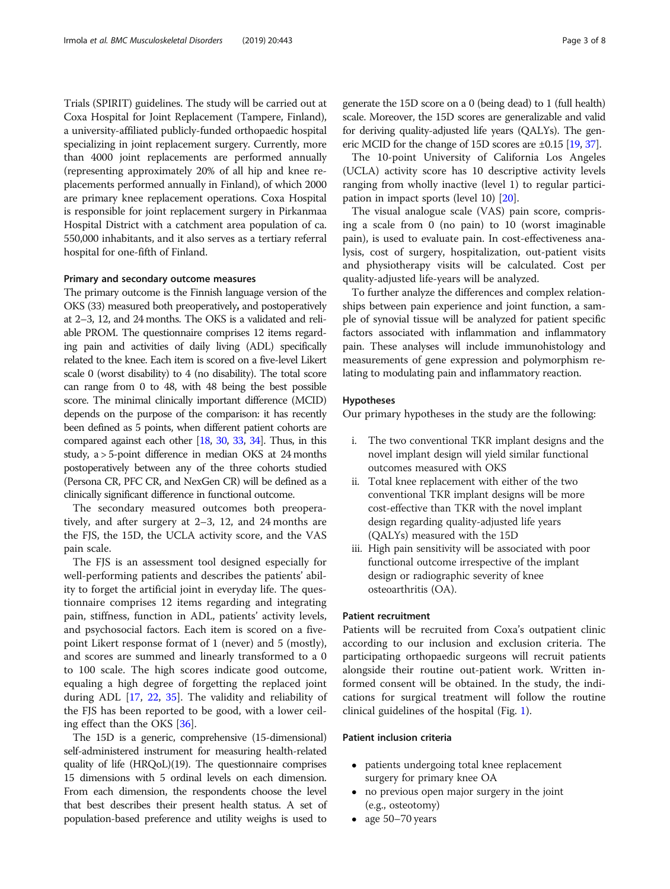Trials (SPIRIT) guidelines. The study will be carried out at Coxa Hospital for Joint Replacement (Tampere, Finland), a university-affiliated publicly-funded orthopaedic hospital specializing in joint replacement surgery. Currently, more than 4000 joint replacements are performed annually (representing approximately 20% of all hip and knee replacements performed annually in Finland), of which 2000 are primary knee replacement operations. Coxa Hospital is responsible for joint replacement surgery in Pirkanmaa Hospital District with a catchment area population of ca. 550,000 inhabitants, and it also serves as a tertiary referral hospital for one-fifth of Finland.

### Primary and secondary outcome measures

The primary outcome is the Finnish language version of the OKS (33) measured both preoperatively, and postoperatively at 2–3, 12, and 24 months. The OKS is a validated and reliable PROM. The questionnaire comprises 12 items regarding pain and activities of daily living (ADL) specifically related to the knee. Each item is scored on a five-level Likert scale 0 (worst disability) to 4 (no disability). The total score can range from 0 to 48, with 48 being the best possible score. The minimal clinically important difference (MCID) depends on the purpose of the comparison: it has recently been defined as 5 points, when different patient cohorts are compared against each other [18, 30, 33, 34]. Thus, in this study, a > 5-point difference in median OKS at 24 months postoperatively between any of the three cohorts studied (Persona CR, PFC CR, and NexGen CR) will be defined as a clinically significant difference in functional outcome.

The secondary measured outcomes both preoperatively, and after surgery at 2–3, 12, and 24 months are the FJS, the 15D, the UCLA activity score, and the VAS pain scale.

The FJS is an assessment tool designed especially for well-performing patients and describes the patients' ability to forget the artificial joint in everyday life. The questionnaire comprises 12 items regarding and integrating pain, stiffness, function in ADL, patients' activity levels, and psychosocial factors. Each item is scored on a five-point Likert response format of 1 (never) and 5 (mostly), and scores are summed and linearly transformed to a 0 to 100 scale. The high scores indicate good outcome, equaling a high degree of forgetting the replaced joint during ADL [17, 22, 35]. The validity and reliability of the FJS has been reported to be good, with a lower ceiling effect than the OKS [36].

The 15D is a generic, comprehensive (15-dimensional) self-administered instrument for measuring health-related quality of life (HRQoL)(19). The questionnaire comprises 15 dimensions with 5 ordinal levels on each dimension. From each dimension, the respondents choose the level that best describes their present health status. A set of population-based preference and utility weighs is used to generate the 15D score on a 0 (being dead) to 1 (full health) scale. Moreover, the 15D scores are generalizable and valid for deriving quality-adjusted life years (QALYs). The generic MCID for the change of 15D scores are ±0.15 [19, 37].

The 10-point University of California Los Angeles (UCLA) activity score has 10 descriptive activity levels ranging from wholly inactive (level 1) to regular participation in impact sports (level 10) [20].

The visual analogue scale (VAS) pain score, comprising a scale from 0 (no pain) to 10 (worst imaginable pain), is used to evaluate pain. In cost-effectiveness analysis, cost of surgery, hospitalization, out-patient visits and physiotherapy visits will be calculated. Cost per quality-adjusted life-years will be analyzed.

To further analyze the differences and complex relationships between pain experience and joint function, a sample of synovial tissue will be analyzed for patient specific factors associated with inflammation and inflammatory pain. These analyses will include immunohistology and measurements of gene expression and polymorphism relating to modulating pain and inflammatory reaction.

### Hypotheses

Our primary hypotheses in the study are the following:

i. The two conventional TKR implant designs and the novel implant design will yield similar functional outcomes measured with OKS
ii. Total knee replacement with either of the two conventional TKR implant designs will be more cost-effective than TKR with the novel implant design regarding quality-adjusted life years (QALYs) measured with the 15D
iii. High pain sensitivity will be associated with poor functional outcome irrespective of the implant design or radiographic severity of knee osteoarthritis (OA).

### Patient recruitment

Patients will be recruited from Coxa's outpatient clinic according to our inclusion and exclusion criteria. The participating orthopaedic surgeons will recruit patients alongside their routine out-patient work. Written informed consent will be obtained. In the study, the indications for surgical treatment will follow the routine clinical guidelines of the hospital (Fig. 1).

### Patient inclusion criteria

- patients undergoing total knee replacement surgery for primary knee OA
- no previous open major surgery in the joint (e.g., osteotomy)
- age 50–70 years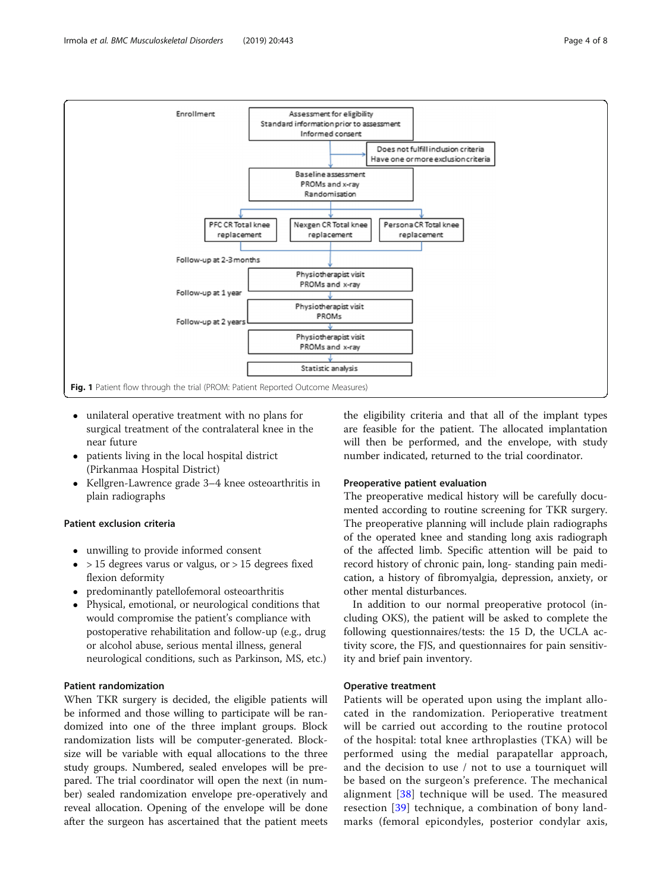Enrollment

Assessment for eligibility
Standard information prior to assessment
Informed consent

Does not fulfill inclusion criteria
Have one or more exclusion criteria

Baseline assessment
PROMs and x-ray
Randomisation

PFC CR Total knee replacement | Nexgen CR Total knee replacement | Persona CR Total knee replacement

Follow-up at 2-3 months
Physiotherapist visit
PROMs and x-ray

Follow-up at 1 year
Physiotherapist visit
PROMs

Follow-up at 2 years
Physiotherapist visit
PROMs and x-ray

Statistic analysis

**Fig. 1** Patient flow through the trial (PROM: Patient Reported Outcome Measures)

- unilateral operative treatment with no plans for surgical treatment of the contralateral knee in the near future
- patients living in the local hospital district (Pirkanmaa Hospital District)
- Kellgren-Lawrence grade 3–4 knee osteoarthritis in plain radiographs

### Patient exclusion criteria

- unwilling to provide informed consent
- > 15 degrees varus or valgus, or > 15 degrees fixed flexion deformity
- predominantly patellofemoral osteoarthritis
- Physical, emotional, or neurological conditions that would compromise the patient's compliance with postoperative rehabilitation and follow-up (e.g., drug or alcohol abuse, serious mental illness, general neurological conditions, such as Parkinson, MS, etc.)

### Patient randomization

When TKR surgery is decided, the eligible patients will be informed and those willing to participate will be randomized into one of the three implant groups. Block randomization lists will be computer-generated. Block-size will be variable with equal allocations to the three study groups. Numbered, sealed envelopes will be prepared. The trial coordinator will open the next (in number) sealed randomization envelope pre-operatively and reveal allocation. Opening of the envelope will be done after the surgeon has ascertained that the patient meets the eligibility criteria and that all of the implant types are feasible for the patient. The allocated implantation will then be performed, and the envelope, with study number indicated, returned to the trial coordinator.

### Preoperative patient evaluation

The preoperative medical history will be carefully documented according to routine screening for TKR surgery. The preoperative planning will include plain radiographs of the operated knee and standing long axis radiograph of the affected limb. Specific attention will be paid to record history of chronic pain, long- standing pain medication, a history of fibromyalgia, depression, anxiety, or other mental disturbances.

In addition to our normal preoperative protocol (including OKS), the patient will be asked to complete the following questionnaires/tests: the 15 D, the UCLA activity score, the FJS, and questionnaires for pain sensitivity and brief pain inventory.

### Operative treatment

Patients will be operated upon using the implant allocated in the randomization. Perioperative treatment will be carried out according to the routine protocol of the hospital: total knee arthroplasties (TKA) will be performed using the medial parapatellar approach, and the decision to use / not to use a tourniquet will be based on the surgeon's preference. The mechanical alignment [38] technique will be used. The measured resection [39] technique, a combination of bony landmarks (femoral epicondyles, posterior condylar axis,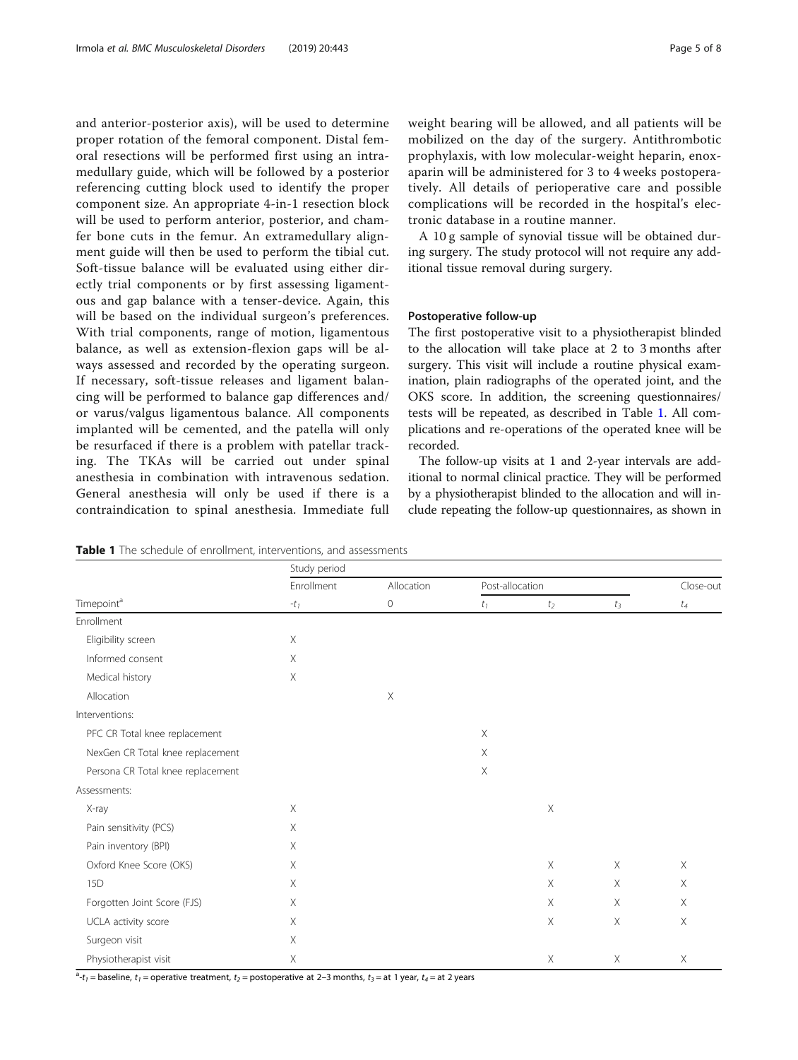and anterior-posterior axis), will be used to determine proper rotation of the femoral component. Distal femoral resections will be performed first using an intramedullary guide, which will be followed by a posterior referencing cutting block used to identify the proper component size. An appropriate 4-in-1 resection block will be used to perform anterior, posterior, and chamfer bone cuts in the femur. An extramedullary alignment guide will then be used to perform the tibial cut. Soft-tissue balance will be evaluated using either directly trial components or by first assessing ligamentous and gap balance with a tenser-device. Again, this will be based on the individual surgeon's preferences. With trial components, range of motion, ligamentous balance, as well as extension-flexion gaps will be always assessed and recorded by the operating surgeon. If necessary, soft-tissue releases and ligament balancing will be performed to balance gap differences and/or varus/valgus ligamentous balance. All components implanted will be cemented, and the patella will only be resurfaced if there is a problem with patellar tracking. The TKAs will be carried out under spinal anesthesia in combination with intravenous sedation. General anesthesia will only be used if there is a contraindication to spinal anesthesia. Immediate full weight bearing will be allowed, and all patients will be mobilized on the day of the surgery. Antithrombotic prophylaxis, with low molecular-weight heparin, enoxaparin will be administered for 3 to 4 weeks postoperatively. All details of perioperative care and possible complications will be recorded in the hospital's electronic database in a routine manner.

A 10 g sample of synovial tissue will be obtained during surgery. The study protocol will not require any additional tissue removal during surgery.

### Postoperative follow-up

The first postoperative visit to a physiotherapist blinded to the allocation will take place at 2 to 3 months after surgery. This visit will include a routine physical examination, plain radiographs of the operated joint, and the OKS score. In addition, the screening questionnaires/tests will be repeated, as described in Table 1. All complications and re-operations of the operated knee will be recorded.

The follow-up visits at 1 and 2-year intervals are additional to normal clinical practice. They will be performed by a physiotherapist blinded to the allocation and will include repeating the follow-up questionnaires, as shown in

**Table 1** The schedule of enrollment, interventions, and assessments

| | Study period | | | | | |
|---|---|---|---|---|---|---|
| | Enrollment | Allocation | Post-allocation | | | Close-out |
| Timepoint[a] | $-t_1$ | 0 | $t_1$ | $t_2$ | $t_3$ | $t_4$ |
| Enrollment | | | | | | |
| Eligibility screen | X | | | | | |
| Informed consent | X | | | | | |
| Medical history | X | | | | | |
| Allocation | | X | | | | |
| Interventions: | | | | | | |
| PFC CR Total knee replacement | | | X | | | |
| NexGen CR Total knee replacement | | | X | | | |
| Persona CR Total knee replacement | | | X | | | |
| Assessments: | | | | | | |
| X-ray | X | | | X | | |
| Pain sensitivity (PCS) | X | | | | | |
| Pain inventory (BPI) | X | | | | | |
| Oxford Knee Score (OKS) | X | | | X | X | X |
| 15D | X | | | X | X | X |
| Forgotten Joint Score (FJS) | X | | | X | X | X |
| UCLA activity score | X | | | X | X | X |
| Surgeon visit | X | | | | | |
| Physiotherapist visit | X | | | X | X | X |

[a] $-t_1$ = baseline, $t_1$ = operative treatment, $t_2$ = postoperative at 2–3 months, $t_3$ = at 1 year, $t_4$ = at 2 years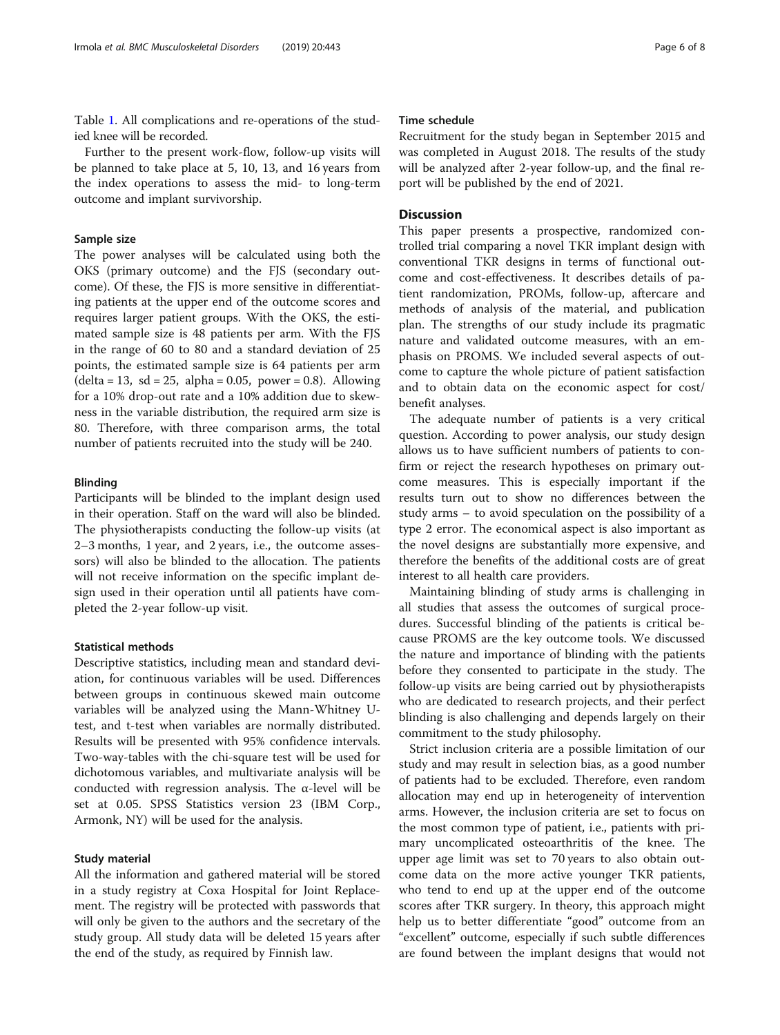Table 1. All complications and re-operations of the studied knee will be recorded.

Further to the present work-flow, follow-up visits will be planned to take place at 5, 10, 13, and 16 years from the index operations to assess the mid- to long-term outcome and implant survivorship.

### Sample size

The power analyses will be calculated using both the OKS (primary outcome) and the FJS (secondary outcome). Of these, the FJS is more sensitive in differentiating patients at the upper end of the outcome scores and requires larger patient groups. With the OKS, the estimated sample size is 48 patients per arm. With the FJS in the range of 60 to 80 and a standard deviation of 25 points, the estimated sample size is 64 patients per arm ($delta = 13,\ sd = 25,\ alpha = 0.05,\ power = 0.8$). Allowing for a 10% drop-out rate and a 10% addition due to skewness in the variable distribution, the required arm size is 80. Therefore, with three comparison arms, the total number of patients recruited into the study will be 240.

### Blinding

Participants will be blinded to the implant design used in their operation. Staff on the ward will also be blinded. The physiotherapists conducting the follow-up visits (at 2–3 months, 1 year, and 2 years, i.e., the outcome assessors) will also be blinded to the allocation. The patients will not receive information on the specific implant design used in their operation until all patients have completed the 2-year follow-up visit.

### Statistical methods

Descriptive statistics, including mean and standard deviation, for continuous variables will be used. Differences between groups in continuous skewed main outcome variables will be analyzed using the Mann-Whitney U-test, and t-test when variables are normally distributed. Results will be presented with 95% confidence intervals. Two-way-tables with the chi-square test will be used for dichotomous variables, and multivariate analysis will be conducted with regression analysis. The α-level will be set at 0.05. SPSS Statistics version 23 (IBM Corp., Armonk, NY) will be used for the analysis.

### Study material

All the information and gathered material will be stored in a study registry at Coxa Hospital for Joint Replacement. The registry will be protected with passwords that will only be given to the authors and the secretary of the study group. All study data will be deleted 15 years after the end of the study, as required by Finnish law.

### Time schedule

Recruitment for the study began in September 2015 and was completed in August 2018. The results of the study will be analyzed after 2-year follow-up, and the final report will be published by the end of 2021.

## Discussion

This paper presents a prospective, randomized controlled trial comparing a novel TKR implant design with conventional TKR designs in terms of functional outcome and cost-effectiveness. It describes details of patient randomization, PROMs, follow-up, aftercare and methods of analysis of the material, and publication plan. The strengths of our study include its pragmatic nature and validated outcome measures, with an emphasis on PROMS. We included several aspects of outcome to capture the whole picture of patient satisfaction and to obtain data on the economic aspect for cost/benefit analyses.

The adequate number of patients is a very critical question. According to power analysis, our study design allows us to have sufficient numbers of patients to confirm or reject the research hypotheses on primary outcome measures. This is especially important if the results turn out to show no differences between the study arms – to avoid speculation on the possibility of a type 2 error. The economical aspect is also important as the novel designs are substantially more expensive, and therefore the benefits of the additional costs are of great interest to all health care providers.

Maintaining blinding of study arms is challenging in all studies that assess the outcomes of surgical procedures. Successful blinding of the patients is critical because PROMS are the key outcome tools. We discussed the nature and importance of blinding with the patients before they consented to participate in the study. The follow-up visits are being carried out by physiotherapists who are dedicated to research projects, and their perfect blinding is also challenging and depends largely on their commitment to the study philosophy.

Strict inclusion criteria are a possible limitation of our study and may result in selection bias, as a good number of patients had to be excluded. Therefore, even random allocation may end up in heterogeneity of intervention arms. However, the inclusion criteria are set to focus on the most common type of patient, i.e., patients with primary uncomplicated osteoarthritis of the knee. The upper age limit was set to 70 years to also obtain outcome data on the more active younger TKR patients, who tend to end up at the upper end of the outcome scores after TKR surgery. In theory, this approach might help us to better differentiate "good" outcome from an "excellent" outcome, especially if such subtle differences are found between the implant designs that would not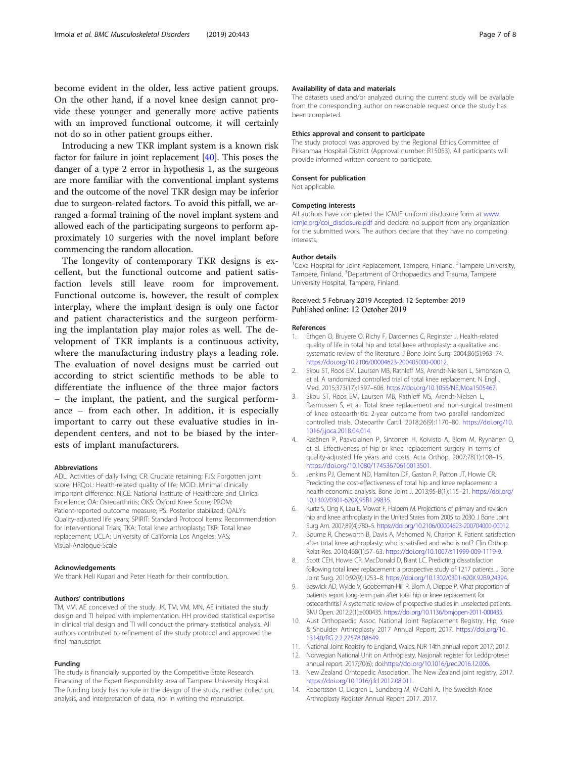become evident in the older, less active patient groups. On the other hand, if a novel knee design cannot provide these younger and generally more active patients with an improved functional outcome, it will certainly not do so in other patient groups either.

Introducing a new TKR implant system is a known risk factor for failure in joint replacement [40]. This poses the danger of a type 2 error in hypothesis 1, as the surgeons are more familiar with the conventional implant systems and the outcome of the novel TKR design may be inferior due to surgeon-related factors. To avoid this pitfall, we arranged a formal training of the novel implant system and allowed each of the participating surgeons to perform approximately 10 surgeries with the novel implant before commencing the random allocation.

The longevity of contemporary TKR designs is excellent, but the functional outcome and patient satisfaction levels still leave room for improvement. Functional outcome is, however, the result of complex interplay, where the implant design is only one factor and patient characteristics and the surgeon performing the implantation play major roles as well. The development of TKR implants is a continuous activity, where the manufacturing industry plays a leading role. The evaluation of novel designs must be carried out according to strict scientific methods to be able to differentiate the influence of the three major factors – the implant, the patient, and the surgical performance – from each other. In addition, it is especially important to carry out these evaluative studies in independent centers, and not to be biased by the interests of implant manufacturers.

#### Abbreviations

ADL: Activities of daily living; CR: Cruciate retaining; FJS: Forgotten joint score; HRQoL: Health-related quality of life; MCID: Minimal clinically important difference; NICE: National Institute of Healthcare and Clinical Excellence; OA: Osteoarthritis; OKS: Oxford Knee Score; PROM: Patient-reported outcome measure; PS: Posterior stabilized; QALYs: Quality-adjusted life years; SPIRIT: Standard Protocol Items: Recommendation for Interventional Trials; TKA: Total knee arthroplasty; TKR: Total knee replacement; UCLA: University of California Los Angeles; VAS: Visual-Analogue-Scale

#### Acknowledgements

We thank Heli Kupari and Peter Heath for their contribution.

#### Authors' contributions

TM, VM, AE conceived of the study. JK, TM, VM, MN, AE initiated the study design and TI helped with implementation. HH provided statistical expertise in clinical trial design and TI will conduct the primary statistical analysis. All authors contributed to refinement of the study protocol and approved the final manuscript.

#### Funding

The study is financially supported by the Competitive State Research Financing of the Expert Responsibility area of Tampere University Hospital. The funding body has no role in the design of the study, neither collection, analysis, and interpretation of data, nor in writing the manuscript.

#### Availability of data and materials

The datasets used and/or analyzed during the current study will be available from the corresponding author on reasonable request once the study has been completed.

#### Ethics approval and consent to participate

The study protocol was approved by the Regional Ethics Committee of Pirkanmaa Hospital District (Approval number: R15053). All participants will provide informed written consent to participate.

#### Consent for publication

Not applicable.

#### Competing interests

All authors have completed the ICMJE uniform disclosure form at www.icmje.org/coi_disclosure.pdf and declare: no support from any organization for the submitted work. The authors declare that they have no competing interests.

#### Author details

[1]Coxa Hospital for Joint Replacement, Tampere, Finland. [2]Tampere University, Tampere, Finland. [3]Department of Orthopaedics and Trauma, Tampere University Hospital, Tampere, Finland.

Received: 5 February 2019 Accepted: 12 September 2019
Published online: 12 October 2019

#### References

1. Ethgen O, Bruyere O, Richy F, Dardennes C, Reginster J. Health-related quality of life in total hip and total knee arthroplasty: a qualitative and systematic review of the literature. J Bone Joint Surg. 2004;86(5):963–74. https://doi.org/10.2106/00004623-200405000-00012.
2. Skou ST, Roos EM, Laursen MB, Rathleff MS, Arendt-Nielsen L, Simonsen O, et al. A randomized controlled trial of total knee replacement. N Engl J Med. 2015;373(17):1597–606. https://doi.org/10.1056/NEJMoa1505467.
3. Skou ST, Roos EM, Laursen MB, Rathleff MS, Arendt-Nielsen L, Rasmussen S, et al. Total knee replacement and non-surgical treatment of knee osteoarthritis: 2-year outcome from two parallel randomized controlled trials. Osteoarthr Cartil. 2018;26(9):1170–80. https://doi.org/10.1016/j.joca.2018.04.014.
4. Räsänen P, Paavolainen P, Sintonen H, Koivisto A, Blom M, Ryynänen O, et al. Effectiveness of hip or knee replacement surgery in terms of quality-adjusted life years and costs. Acta Orthop. 2007;78(1):108–15. https://doi.org/10.1080/17453670610013501.
5. Jenkins PJ, Clement ND, Hamilton DF, Gaston P, Patton JT, Howie CR. Predicting the cost-effectiveness of total hip and knee replacement: a health economic analysis. Bone Joint J. 2013;95-B(1):115–21. https://doi.org/10.1302/0301-620X.95B1.29835.
6. Kurtz S, Ong K, Lau E, Mowat F, Halpern M. Projections of primary and revision hip and knee arthroplasty in the United States from 2005 to 2030. J Bone Joint Surg Am. 2007;89(4):780–5. https://doi.org/10.2106/00004623-200704000-00012.
7. Bourne R, Chesworth B, Davis A, Mahomed N, Charron K. Patient satisfaction after total knee arthroplasty: who is satisfied and who is not? Clin Orthop Relat Res. 2010;468(1):57–63. https://doi.org/10.1007/s11999-009-1119-9.
8. Scott CEH, Howie CR, MacDonald D, Biant LC. Predicting dissatisfaction following total knee replacement: a prospective study of 1217 patients. J Bone Joint Surg. 2010;92(9):1253–8. https://doi.org/10.1302/0301-620X.92B9.24394.
9. Beswick AD, Wylde V, Gooberman-Hill R, Blom A, Dieppe P. What proportion of patients report long-term pain after total hip or knee replacement for osteoarthritis? A systematic review of prospective studies in unselected patients. BMJ Open. 2012;2(1):e000435. https://doi.org/10.1136/bmjopen-2011-000435.
10. Aust Orthopaedic Assoc. National Joint Replacement Registry. Hip, Knee & Shoulder Arthroplasty 2017 Annual Report; 2017. https://doi.org/10.13140/RG.2.2.27578.08649.
11. National Joint Registry fo England, Wales. NJR 14th annual report 2017; 2017.
12. Norwegian National Unit on Arthroplasty. Nasjonalt register for Leddproteser annual report. 2017;70(6); doi:https://doi.org/10.1016/j.rec.2016.12.006.
13. New Zealand Orhtopedic Association. The New Zealand joint registry; 2017. https://doi.org/10.1016/j.fcl.2012.08.011.
14. Robertsson O, Lidgren L, Sundberg M, W-Dahl A. The Swedish Knee Arthroplasty Register Annual Report 2017. 2017.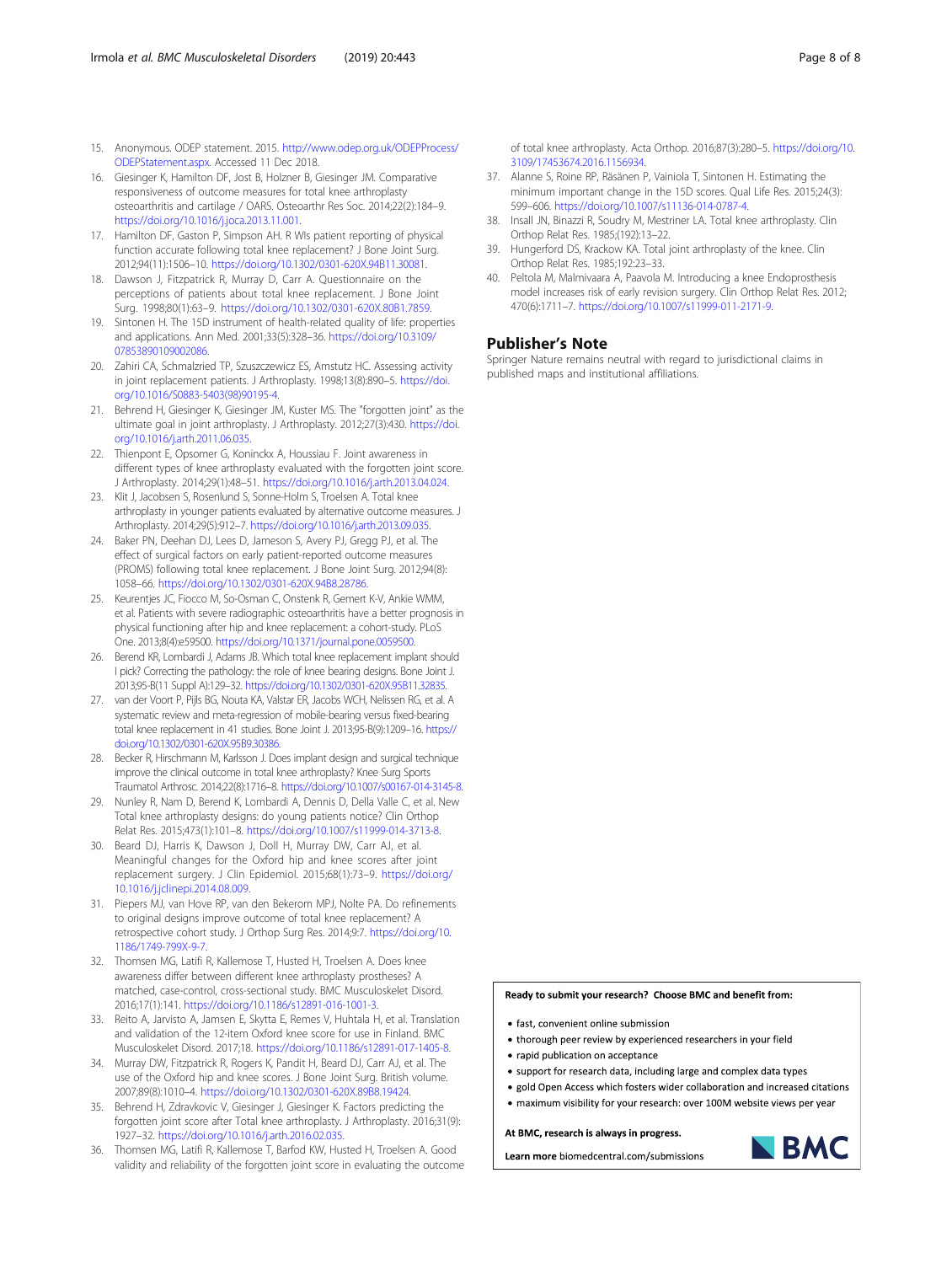15. Anonymous. ODEP statement. 2015. http://www.odep.org.uk/ODEPProcess/ODEPStatement.aspx. Accessed 11 Dec 2018.
16. Giesinger K, Hamilton DF, Jost B, Holzner B, Giesinger JM. Comparative responsiveness of outcome measures for total knee arthroplasty osteoarthritis and cartilage / OARS. Osteoarthr Res Soc. 2014;22(2):184–9. https://doi.org/10.1016/j.joca.2013.11.001.
17. Hamilton DF, Gaston P, Simpson AH. R WIs patient reporting of physical function accurate following total knee replacement? J Bone Joint Surg. 2012;94(11):1506–10. https://doi.org/10.1302/0301-620X.94B11.30081.
18. Dawson J, Fitzpatrick R, Murray D, Carr A. Questionnaire on the perceptions of patients about total knee replacement. J Bone Joint Surg. 1998;80(1):63–9. https://doi.org/10.1302/0301-620X.80B1.7859.
19. Sintonen H. The 15D instrument of health-related quality of life: properties and applications. Ann Med. 2001;33(5):328–36. https://doi.org/10.3109/07853890109002086.
20. Zahiri CA, Schmalzried TP, Szuszczewicz ES, Amstutz HC. Assessing activity in joint replacement patients. J Arthroplasty. 1998;13(8):890–5. https://doi.org/10.1016/S0883-5403(98)90195-4.
21. Behrend H, Giesinger K, Giesinger JM, Kuster MS. The "forgotten joint" as the ultimate goal in joint arthroplasty. J Arthroplasty. 2012;27(3):430. https://doi.org/10.1016/j.arth.2011.06.035.
22. Thienpont E, Opsomer G, Koninckx A, Houssiau F. Joint awareness in different types of knee arthroplasty evaluated with the forgotten joint score. J Arthroplasty. 2014;29(1):48–51. https://doi.org/10.1016/j.arth.2013.04.024.
23. Klit J, Jacobsen S, Rosenlund S, Sonne-Holm S, Troelsen A. Total knee arthroplasty in younger patients evaluated by alternative outcome measures. J Arthroplasty. 2014;29(5):912–7. https://doi.org/10.1016/j.arth.2013.09.035.
24. Baker PN, Deehan DJ, Lees D, Jameson S, Avery PJ, Gregg PJ, et al. The effect of surgical factors on early patient-reported outcome measures (PROMS) following total knee replacement. J Bone Joint Surg. 2012;94(8):1058–66. https://doi.org/10.1302/0301-620X.94B8.28786.
25. Keurentjes JC, Fiocco M, So-Osman C, Onstenk R, Gemert K-V, Ankie WMM, et al. Patients with severe radiographic osteoarthritis have a better prognosis in physical functioning after hip and knee replacement: a cohort-study. PLoS One. 2013;8(4):e59500. https://doi.org/10.1371/journal.pone.0059500.
26. Berend KR, Lombardi J, Adams JB. Which total knee replacement implant should I pick? Correcting the pathology: the role of knee bearing designs. Bone Joint J. 2013;95-B(11 Suppl A):129–32. https://doi.org/10.1302/0301-620X.95B11.32835.
27. van der Voort P, Pijls BG, Nouta KA, Valstar ER, Jacobs WCH, Nelissen RG, et al. A systematic review and meta-regression of mobile-bearing versus fixed-bearing total knee replacement in 41 studies. Bone Joint J. 2013;95-B(9):1209–16. https://doi.org/10.1302/0301-620X.95B9.30386.
28. Becker R, Hirschmann M, Karlsson J. Does implant design and surgical technique improve the clinical outcome in total knee arthroplasty? Knee Surg Sports Traumatol Arthrosc. 2014;22(8):1716–8. https://doi.org/10.1007/s00167-014-3145-8.
29. Nunley R, Nam D, Berend K, Lombardi A, Dennis D, Della Valle C, et al. New Total knee arthroplasty designs: do young patients notice? Clin Orthop Relat Res. 2015;473(1):101–8. https://doi.org/10.1007/s11999-014-3713-8.
30. Beard DJ, Harris K, Dawson J, Doll H, Murray DW, Carr AJ, et al. Meaningful changes for the Oxford hip and knee scores after joint replacement surgery. J Clin Epidemiol. 2015;68(1):73–9. https://doi.org/10.1016/j.jclinepi.2014.08.009.
31. Piepers MJ, van Hove RP, van den Bekerom MPJ, Nolte PA. Do refinements to original designs improve outcome of total knee replacement? A retrospective cohort study. J Orthop Surg Res. 2014;9:7. https://doi.org/10.1186/1749-799X-9-7.
32. Thomsen MG, Latifi R, Kallemose T, Husted H, Troelsen A. Does knee awareness differ between different knee arthroplasty prostheses? A matched, case-control, cross-sectional study. BMC Musculoskelet Disord. 2016;17(1):141. https://doi.org/10.1186/s12891-016-1001-3.
33. Reito A, Jarvisto A, Jamsen E, Skytta E, Remes V, Huhtala H, et al. Translation and validation of the 12-item Oxford knee score for use in Finland. BMC Musculoskelet Disord. 2017;18. https://doi.org/10.1186/s12891-017-1405-8.
34. Murray DW, Fitzpatrick R, Rogers K, Pandit H, Beard DJ, Carr AJ, et al. The use of the Oxford hip and knee scores. J Bone Joint Surg. British volume. 2007;89(8):1010–4. https://doi.org/10.1302/0301-620X.89B8.19424.
35. Behrend H, Zdravkovic V, Giesinger J, Giesinger K. Factors predicting the forgotten joint score after Total knee arthroplasty. J Arthroplasty. 2016;31(9):1927–32. https://doi.org/10.1016/j.arth.2016.02.035.
36. Thomsen MG, Latifi R, Kallemose T, Barfod KW, Husted H, Troelsen A. Good validity and reliability of the forgotten joint score in evaluating the outcome of total knee arthroplasty. Acta Orthop. 2016;87(3):280–5. https://doi.org/10.3109/17453674.2016.1156934.
37. Alanne S, Roine RP, Räsänen P, Vainiola T, Sintonen H. Estimating the minimum important change in the 15D scores. Qual Life Res. 2015;24(3):599–606. https://doi.org/10.1007/s11136-014-0787-4.
38. Insall JN, Binazzi R, Soudry M, Mestriner LA. Total knee arthroplasty. Clin Orthop Relat Res. 1985;(192):13–22.
39. Hungerford DS, Krackow KA. Total joint arthroplasty of the knee. Clin Orthop Relat Res. 1985;192:23–33.
40. Peltola M, Malmivaara A, Paavola M. Introducing a knee Endoprosthesis model increases risk of early revision surgery. Clin Orthop Relat Res. 2012;470(6):1711–7. https://doi.org/10.1007/s11999-011-2171-9.

## Publisher's Note

Springer Nature remains neutral with regard to jurisdictional claims in published maps and institutional affiliations.

**Ready to submit your research? Choose BMC and benefit from:**

- fast, convenient online submission
- thorough peer review by experienced researchers in your field
- rapid publication on acceptance
- support for research data, including large and complex data types
- gold Open Access which fosters wider collaboration and increased citations
- maximum visibility for your research: over 100M website views per year

**At BMC, research is always in progress.**

**Learn more** biomedcentral.com/submissions

BMC